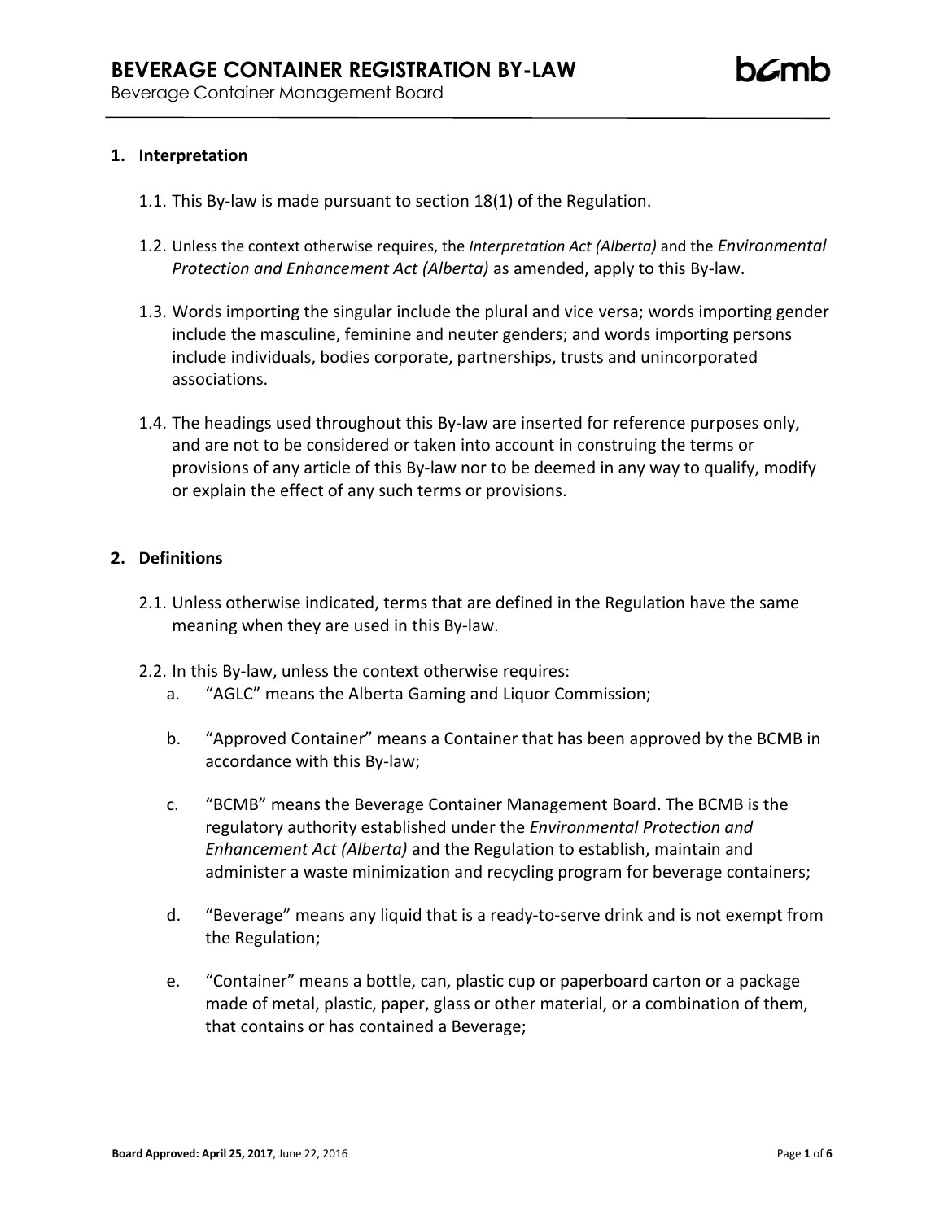# BEVERAGE CONTAINER REGISTRATION BY-LAW

Beverage Container Management Board

## 1. Interpretation

1.1. This By-law is made pursuant to section 18(1) of the Regulation.

1.2. Unless the context otherwise requires, the *Interpretation Act (Alberta)* and the *Environmental Protection and Enhancement Act (Alberta)* as amended, apply to this By-law.

1.3. Words importing the singular include the plural and vice versa; words importing gender include the masculine, feminine and neuter genders; and words importing persons include individuals, bodies corporate, partnerships, trusts and unincorporated associations.

1.4. The headings used throughout this By-law are inserted for reference purposes only, and are not to be considered or taken into account in construing the terms or provisions of any article of this By-law nor to be deemed in any way to qualify, modify or explain the effect of any such terms or provisions.

## 2. Definitions

2.1. Unless otherwise indicated, terms that are defined in the Regulation have the same meaning when they are used in this By-law.

2.2. In this By-law, unless the context otherwise requires:

a. "AGLC" means the Alberta Gaming and Liquor Commission;

b. "Approved Container" means a Container that has been approved by the BCMB in accordance with this By-law;

c. "BCMB" means the Beverage Container Management Board. The BCMB is the regulatory authority established under the *Environmental Protection and Enhancement Act (Alberta)* and the Regulation to establish, maintain and administer a waste minimization and recycling program for beverage containers;

d. "Beverage" means any liquid that is a ready-to-serve drink and is not exempt from the Regulation;

e. "Container" means a bottle, can, plastic cup or paperboard carton or a package made of metal, plastic, paper, glass or other material, or a combination of them, that contains or has contained a Beverage;

**Board Approved: April 25, 2017**, June 22, 2016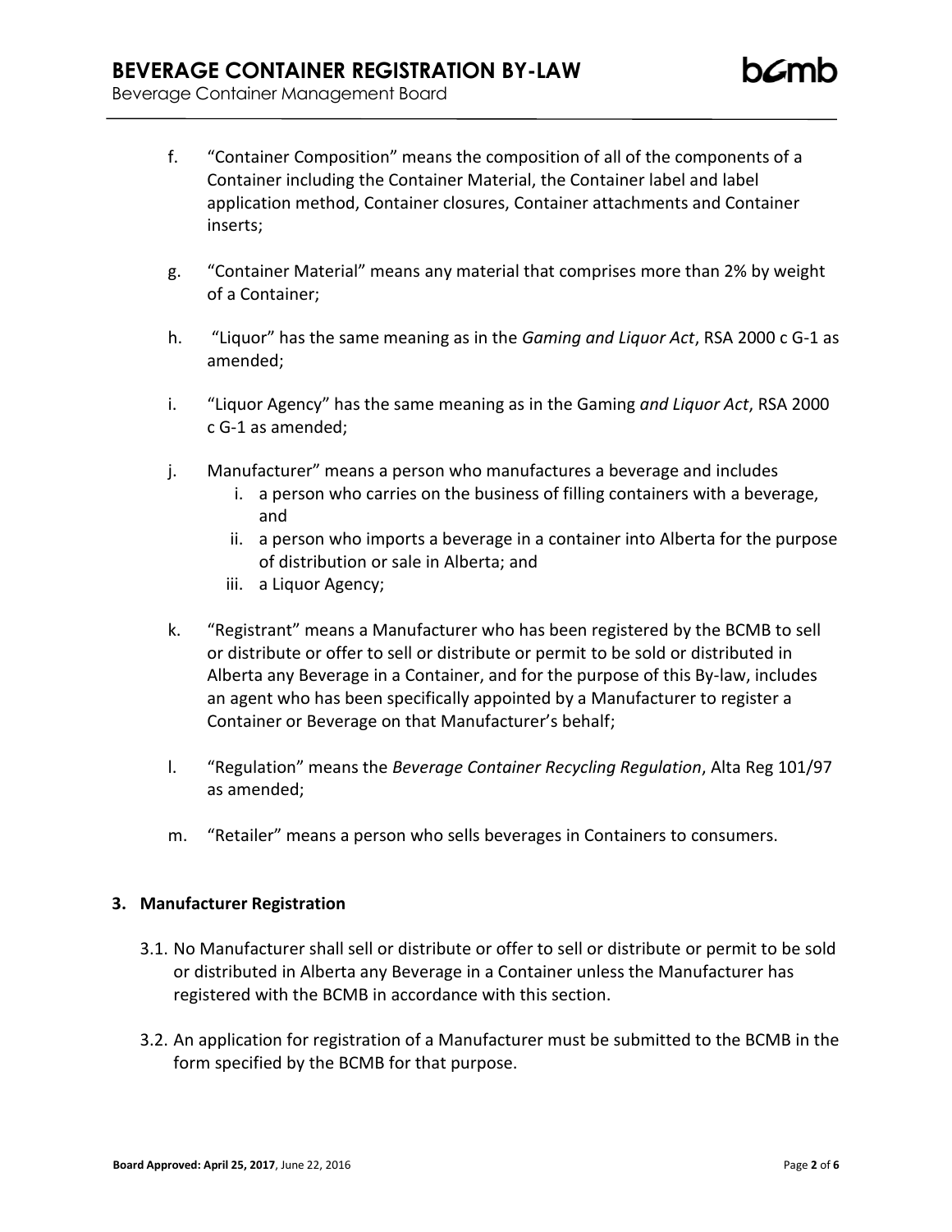f. "Container Composition" means the composition of all of the components of a Container including the Container Material, the Container label and label application method, Container closures, Container attachments and Container inserts;

g. "Container Material" means any material that comprises more than 2% by weight of a Container;

h. "Liquor" has the same meaning as in the *Gaming and Liquor Act*, RSA 2000 c G-1 as amended;

i. "Liquor Agency" has the same meaning as in the Gaming *and Liquor Act*, RSA 2000 c G-1 as amended;

j. Manufacturer" means a person who manufactures a beverage and includes
   i. a person who carries on the business of filling containers with a beverage, and
   ii. a person who imports a beverage in a container into Alberta for the purpose of distribution or sale in Alberta; and
   iii. a Liquor Agency;

k. "Registrant" means a Manufacturer who has been registered by the BCMB to sell or distribute or offer to sell or distribute or permit to be sold or distributed in Alberta any Beverage in a Container, and for the purpose of this By-law, includes an agent who has been specifically appointed by a Manufacturer to register a Container or Beverage on that Manufacturer's behalf;

l. "Regulation" means the *Beverage Container Recycling Regulation*, Alta Reg 101/97 as amended;

m. "Retailer" means a person who sells beverages in Containers to consumers.

## 3. Manufacturer Registration

3.1. No Manufacturer shall sell or distribute or offer to sell or distribute or permit to be sold or distributed in Alberta any Beverage in a Container unless the Manufacturer has registered with the BCMB in accordance with this section.

3.2. An application for registration of a Manufacturer must be submitted to the BCMB in the form specified by the BCMB for that purpose.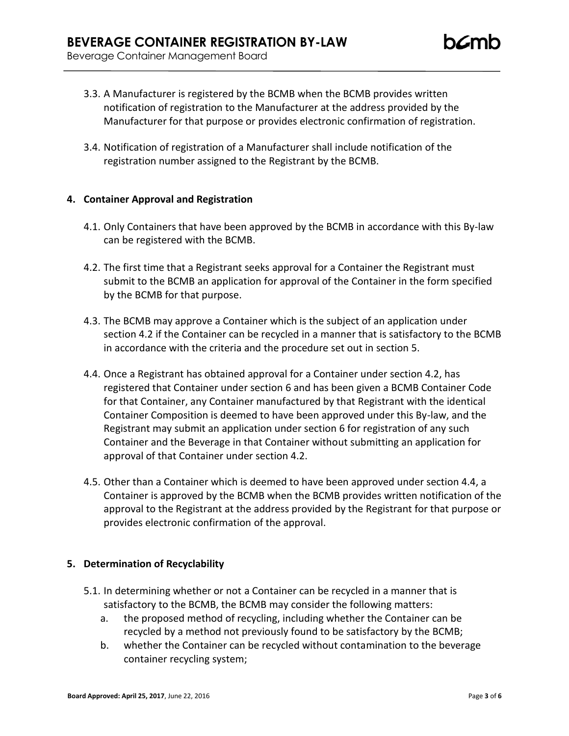3.3. A Manufacturer is registered by the BCMB when the BCMB provides written notification of registration to the Manufacturer at the address provided by the Manufacturer for that purpose or provides electronic confirmation of registration.

3.4. Notification of registration of a Manufacturer shall include notification of the registration number assigned to the Registrant by the BCMB.

## 4. Container Approval and Registration

4.1. Only Containers that have been approved by the BCMB in accordance with this By-law can be registered with the BCMB.

4.2. The first time that a Registrant seeks approval for a Container the Registrant must submit to the BCMB an application for approval of the Container in the form specified by the BCMB for that purpose.

4.3. The BCMB may approve a Container which is the subject of an application under section 4.2 if the Container can be recycled in a manner that is satisfactory to the BCMB in accordance with the criteria and the procedure set out in section 5.

4.4. Once a Registrant has obtained approval for a Container under section 4.2, has registered that Container under section 6 and has been given a BCMB Container Code for that Container, any Container manufactured by that Registrant with the identical Container Composition is deemed to have been approved under this By-law, and the Registrant may submit an application under section 6 for registration of any such Container and the Beverage in that Container without submitting an application for approval of that Container under section 4.2.

4.5. Other than a Container which is deemed to have been approved under section 4.4, a Container is approved by the BCMB when the BCMB provides written notification of the approval to the Registrant at the address provided by the Registrant for that purpose or provides electronic confirmation of the approval.

## 5. Determination of Recyclability

5.1. In determining whether or not a Container can be recycled in a manner that is satisfactory to the BCMB, the BCMB may consider the following matters:

a. the proposed method of recycling, including whether the Container can be recycled by a method not previously found to be satisfactory by the BCMB;

b. whether the Container can be recycled without contamination to the beverage container recycling system;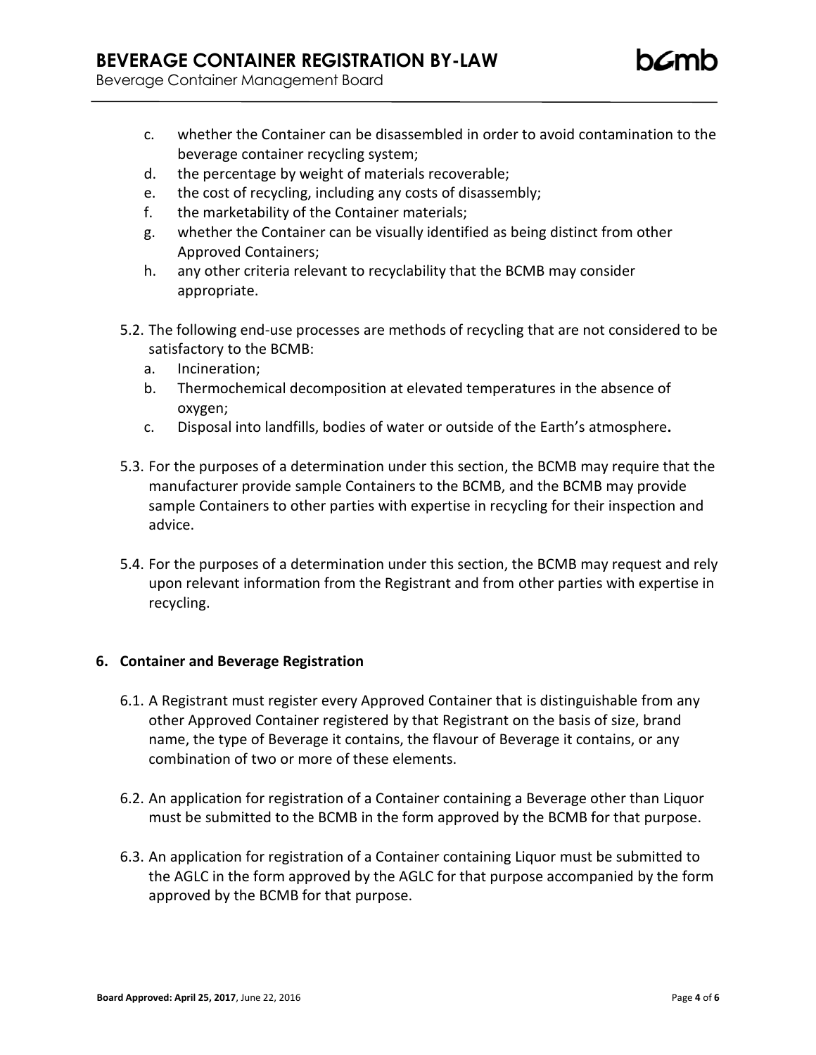c. whether the Container can be disassembled in order to avoid contamination to the beverage container recycling system;
d. the percentage by weight of materials recoverable;
e. the cost of recycling, including any costs of disassembly;
f. the marketability of the Container materials;
g. whether the Container can be visually identified as being distinct from other Approved Containers;
h. any other criteria relevant to recyclability that the BCMB may consider appropriate.

5.2. The following end-use processes are methods of recycling that are not considered to be satisfactory to the BCMB:

a. Incineration;
b. Thermochemical decomposition at elevated temperatures in the absence of oxygen;
c. Disposal into landfills, bodies of water or outside of the Earth's atmosphere**.**

5.3. For the purposes of a determination under this section, the BCMB may require that the manufacturer provide sample Containers to the BCMB, and the BCMB may provide sample Containers to other parties with expertise in recycling for their inspection and advice.

5.4. For the purposes of a determination under this section, the BCMB may request and rely upon relevant information from the Registrant and from other parties with expertise in recycling.

## 6. Container and Beverage Registration

6.1. A Registrant must register every Approved Container that is distinguishable from any other Approved Container registered by that Registrant on the basis of size, brand name, the type of Beverage it contains, the flavour of Beverage it contains, or any combination of two or more of these elements.

6.2. An application for registration of a Container containing a Beverage other than Liquor must be submitted to the BCMB in the form approved by the BCMB for that purpose.

6.3. An application for registration of a Container containing Liquor must be submitted to the AGLC in the form approved by the AGLC for that purpose accompanied by the form approved by the BCMB for that purpose.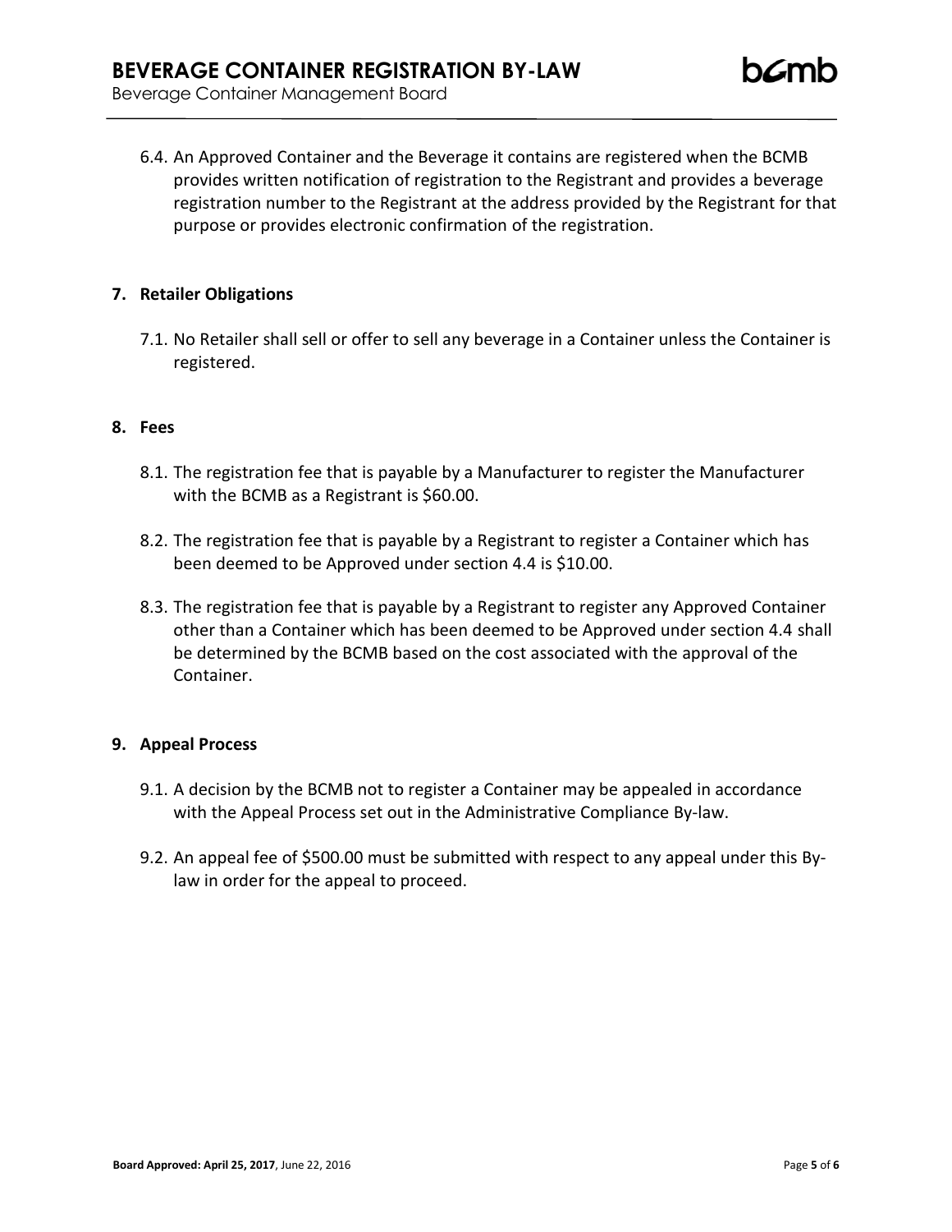6.4. An Approved Container and the Beverage it contains are registered when the BCMB provides written notification of registration to the Registrant and provides a beverage registration number to the Registrant at the address provided by the Registrant for that purpose or provides electronic confirmation of the registration.

## 7. Retailer Obligations

7.1. No Retailer shall sell or offer to sell any beverage in a Container unless the Container is registered.

## 8. Fees

8.1. The registration fee that is payable by a Manufacturer to register the Manufacturer with the BCMB as a Registrant is $60.00.

8.2. The registration fee that is payable by a Registrant to register a Container which has been deemed to be Approved under section 4.4 is $10.00.

8.3. The registration fee that is payable by a Registrant to register any Approved Container other than a Container which has been deemed to be Approved under section 4.4 shall be determined by the BCMB based on the cost associated with the approval of the Container.

## 9. Appeal Process

9.1. A decision by the BCMB not to register a Container may be appealed in accordance with the Appeal Process set out in the Administrative Compliance By-law.

9.2. An appeal fee of $500.00 must be submitted with respect to any appeal under this By-law in order for the appeal to proceed.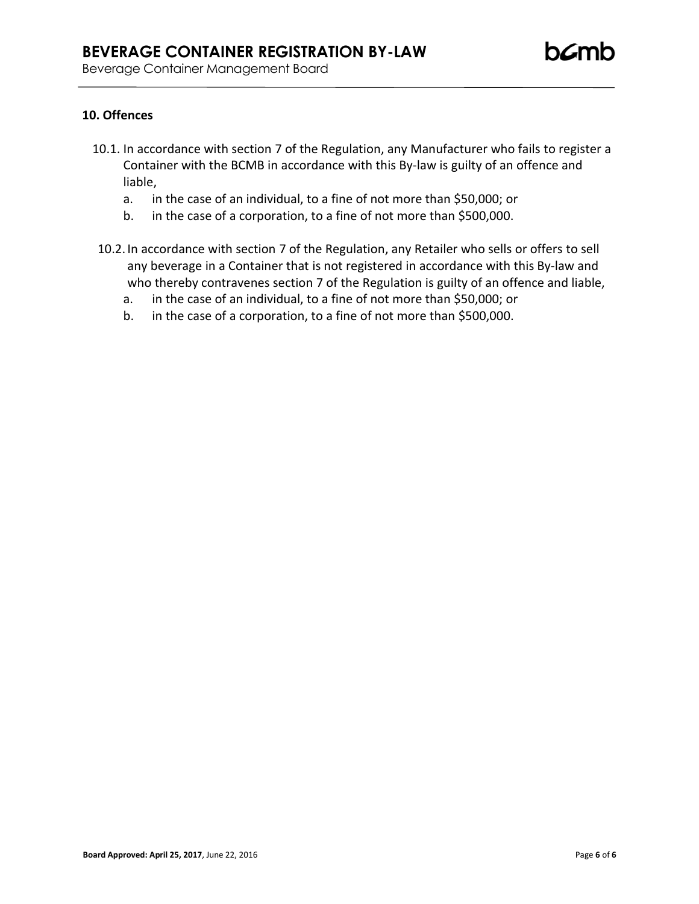## 10. Offences

10.1. In accordance with section 7 of the Regulation, any Manufacturer who fails to register a Container with the BCMB in accordance with this By-law is guilty of an offence and liable,

   a. in the case of an individual, to a fine of not more than $50,000; or
   b. in the case of a corporation, to a fine of not more than $500,000.

10.2. In accordance with section 7 of the Regulation, any Retailer who sells or offers to sell any beverage in a Container that is not registered in accordance with this By-law and who thereby contravenes section 7 of the Regulation is guilty of an offence and liable,

   a. in the case of an individual, to a fine of not more than $50,000; or
   b. in the case of a corporation, to a fine of not more than $500,000.